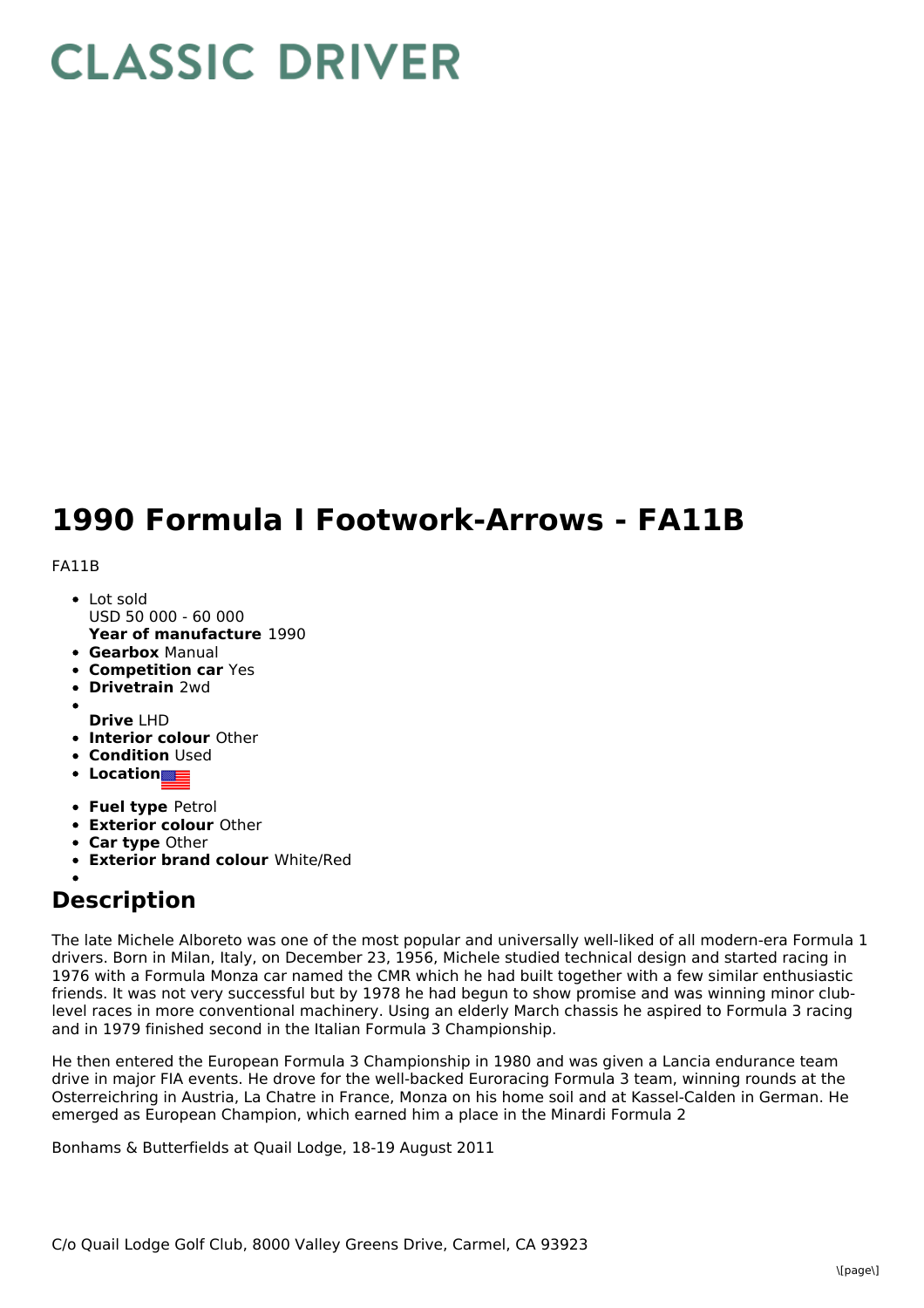# CLASSIC DRIVER

# 1990 Formula I Footwork-Arrows - FA11B

FA11B

- Lot sold
  USD 50 000 - 60 000
  **Year of manufacture** 1990
- **Gearbox** Manual
- **Competition car** Yes
- **Drivetrain** 2wd
- **Drive** LHD
- **Interior colour** Other
- **Condition** Used
- **Location**
- **Fuel type** Petrol
- **Exterior colour** Other
- **Car type** Other
- **Exterior brand colour** White/Red

## Description

The late Michele Alboreto was one of the most popular and universally well-liked of all modern-era Formula 1 drivers. Born in Milan, Italy, on December 23, 1956, Michele studied technical design and started racing in 1976 with a Formula Monza car named the CMR which he had built together with a few similar enthusiastic friends. It was not very successful but by 1978 he had begun to show promise and was winning minor club-level races in more conventional machinery. Using an elderly March chassis he aspired to Formula 3 racing and in 1979 finished second in the Italian Formula 3 Championship.

He then entered the European Formula 3 Championship in 1980 and was given a Lancia endurance team drive in major FIA events. He drove for the well-backed Euroracing Formula 3 team, winning rounds at the Osterreichring in Austria, La Chatre in France, Monza on his home soil and at Kassel-Calden in German. He emerged as European Champion, which earned him a place in the Minardi Formula 2

Bonhams & Butterfields at Quail Lodge, 18-19 August 2011

C/o Quail Lodge Golf Club, 8000 Valley Greens Drive, Carmel, CA 93923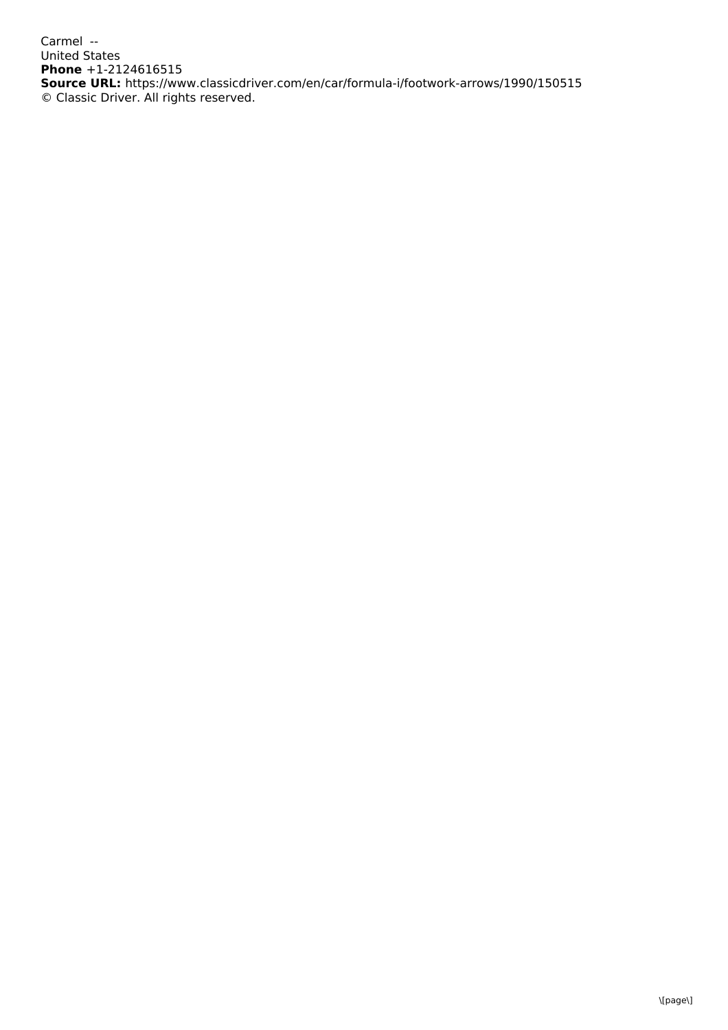Carmel --
United States
**Phone** +1-2124616515
**Source URL:** https://www.classicdriver.com/en/car/formula-i/footwork-arrows/1990/150515
© Classic Driver. All rights reserved.